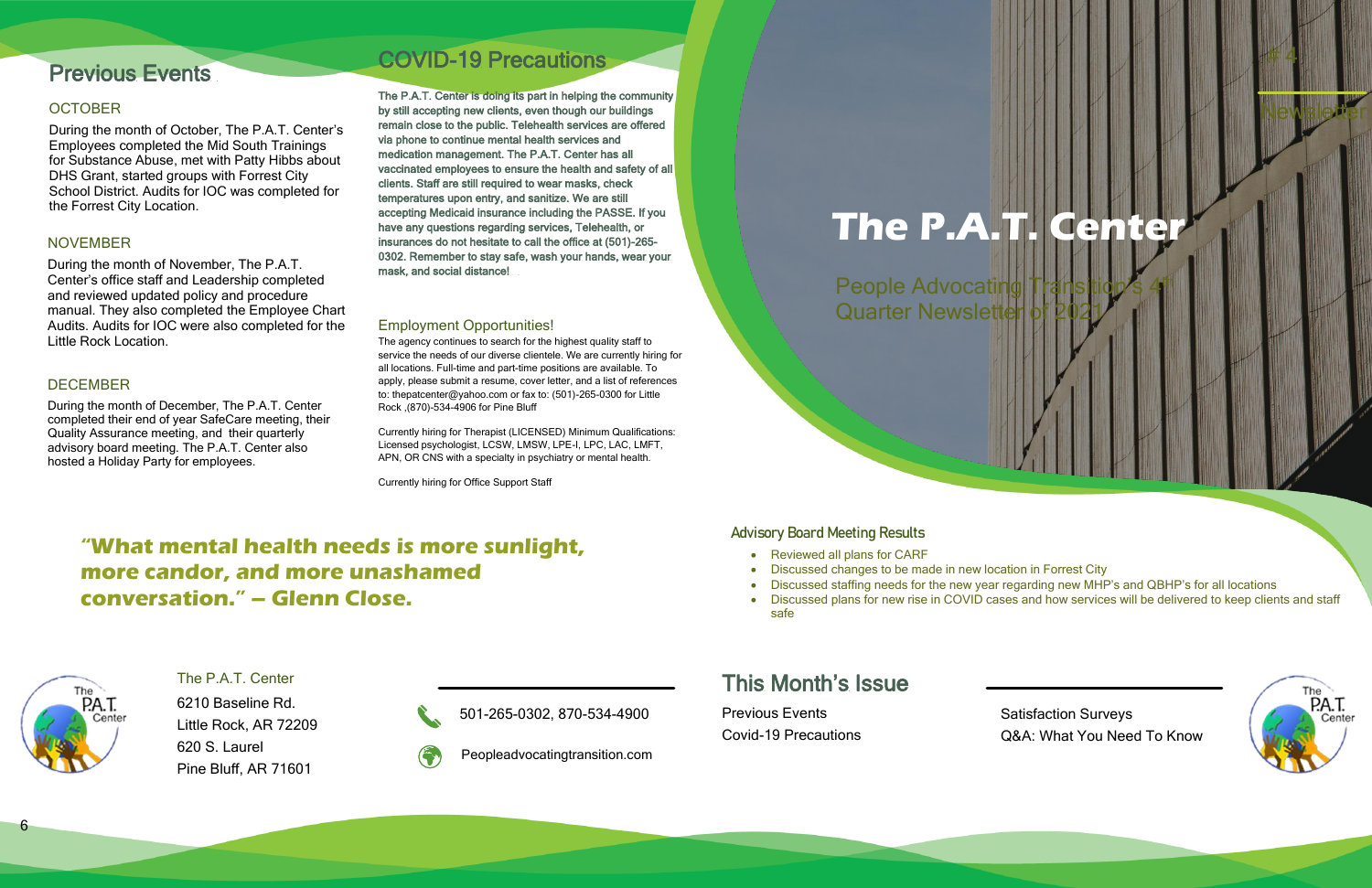# The P.A.T. Center

#4 Newsletter

People Advocating Transition's 4th Quarter Newsletter of 2021

## Previous Events

### OCTOBER

During the month of October, The P.A.T. Center's Employees completed the Mid South Trainings for Substance Abuse, met with Patty Hibbs about DHS Grant, started groups with Forrest City School District. Audits for IOC was completed for the Forrest City Location.

### NOVEMBER

During the month of November, The P.A.T. Center's office staff and Leadership completed and reviewed updated policy and procedure manual. They also completed the Employee Chart Audits. Audits for IOC were also completed for the Little Rock Location.

### DECEMBER

During the month of December, The P.A.T. Center completed their end of year SafeCare meeting, their Quality Assurance meeting, and their quarterly advisory board meeting. The P.A.T. Center also hosted a Holiday Party for employees.

## COVID-19 Precautions

**The P.A.T. Center is doing its part in helping the community by still accepting new clients, even though our buildings remain close to the public. Telehealth services are offered via phone to continue mental health services and medication management. The P.A.T. Center has all vaccinated employees to ensure the health and safety of all clients. Staff are still required to wear masks, check temperatures upon entry, and sanitize. We are still accepting Medicaid insurance including the PASSE. If you have any questions regarding services, Telehealth, or insurances do not hesitate to call the office at (501)-265-0302. Remember to stay safe, wash your hands, wear your mask, and social distance!**

### Employment Opportunities!

The agency continues to search for the highest quality staff to service the needs of our diverse clientele. We are currently hiring for all locations. Full-time and part-time positions are available. To apply, please submit a resume, cover letter, and a list of references to: thepatcenter@yahoo.com or fax to: (501)-265-0300 for Little Rock ,(870)-534-4906 for Pine Bluff

Currently hiring for Therapist (LICENSED) Minimum Qualifications: Licensed psychologist, LCSW, LMSW, LPE-I, LPC, LAC, LMFT, APN, OR CNS with a specialty in psychiatry or mental health.

Currently hiring for Office Support Staff

**"What mental health needs is more sunlight, more candor, and more unashamed conversation." – Glenn Close.**

### Advisory Board Meeting Results

- Reviewed all plans for CARF
- Discussed changes to be made in new location in Forrest City
- Discussed staffing needs for the new year regarding new MHP's and QBHP's for all locations
- Discussed plans for new rise in COVID cases and how services will be delivered to keep clients and staff safe

The P.A.T. Center
6210 Baseline Rd.
Little Rock, AR 72209
620 S. Laurel
Pine Bluff, AR 71601

501-265-0302, 870-534-4900

Peopleadvocatingtransition.com

## This Month's Issue

Previous Events
Covid-19 Precautions
Satisfaction Surveys
Q&A: What You Need To Know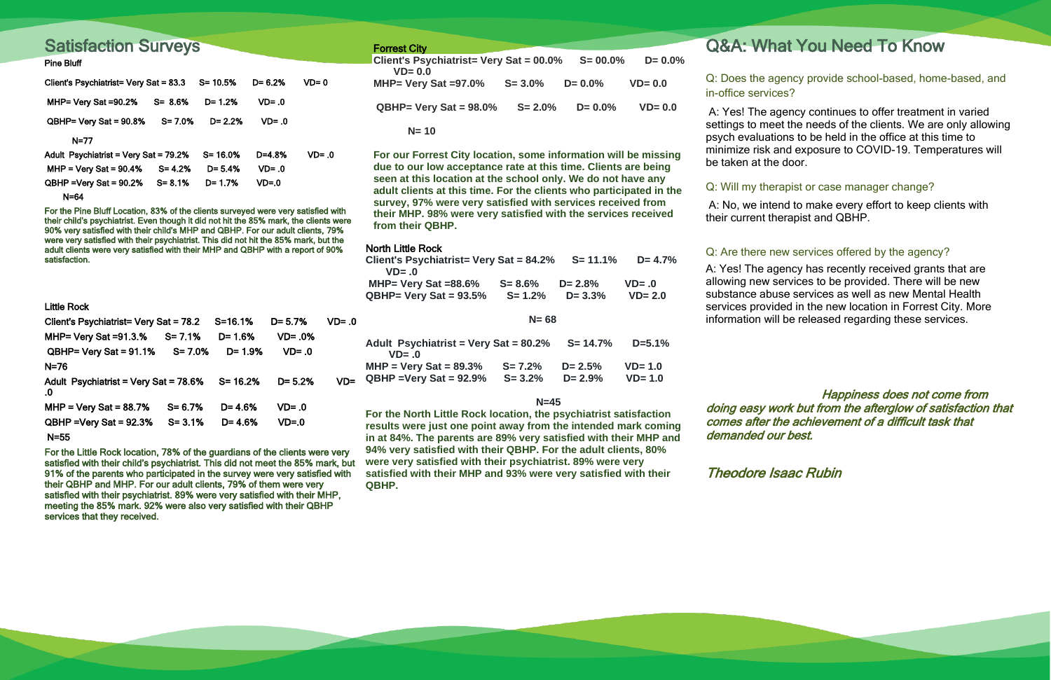## Satisfaction Surveys

**Pine Bluff**

Client's Psychiatrist= Very Sat = 83.3 S= 10.5% D= 6.2% VD= 0

MHP= Very Sat =90.2% S= 8.6% D= 1.2% VD= .0

QBHP= Very Sat = 90.8% S= 7.0% D= 2.2% VD= .0

N=77

Adult Psychiatrist = Very Sat = 79.2% S= 16.0% D=4.8% VD= .0

MHP = Very Sat = 90.4% S= 4.2% D= 5.4% VD= .0

QBHP =Very Sat = 90.2% S= 8.1% D= 1.7% VD=.0

N=64

For the Pine Bluff Location, 83% of the clients surveyed were very satisfied with their child's psychiatrist. Even though it did not hit the 85% mark, the clients were 90% very satisfied with their child's MHP and QBHP. For our adult clients, 79% were very satisfied with their psychiatrist. This did not hit the 85% mark, but the adult clients were very satisfied with their MHP and QBHP with a report of 90% satisfaction.

**Little Rock**

Client's Psychiatrist= Very Sat = 78.2 S=16.1% D= 5.7% VD= .0

MHP= Very Sat =91.3.% S= 7.1% D= 1.6% VD= .0%

QBHP= Very Sat = 91.1% S= 7.0% D= 1.9% VD= .0

N=76

Adult Psychiatrist = Very Sat = 78.6% S= 16.2% D= 5.2% VD= .0

MHP = Very Sat = 88.7% S= 6.7% D= 4.6% VD= .0

QBHP =Very Sat = 92.3% S= 3.1% D= 4.6% VD=.0

N=55

For the Little Rock location, 78% of the guardians of the clients were very satisfied with their child's psychiatrist. This did not meet the 85% mark, but 91% of the parents who participated in the survey were very satisfied with their QBHP and MHP. For our adult clients, 79% of them were very satisfied with their psychiatrist. 89% were very satisfied with their MHP, meeting the 85% mark. 92% were also very satisfied with their QBHP services that they received.

**Forrest City**

**Client's Psychiatrist= Very Sat = 00.0% S= 00.0% D= 0.0% VD= 0.0**

**MHP= Very Sat =97.0% S= 3.0% D= 0.0% VD= 0.0**

**QBHP= Very Sat = 98.0% S= 2.0% D= 0.0% VD= 0.0**

**N= 10**

**For our Forrest City location, some information will be missing due to our low acceptance rate at this time. Clients are being seen at this location at the school only. We do not have any adult clients at this time. For the clients who participated in the survey, 97% were very satisfied with services received from their MHP. 98% were very satisfied with the services received from their QBHP.**

**North Little Rock**

**Client's Psychiatrist= Very Sat = 84.2% S= 11.1% D= 4.7% VD= .0**

**MHP= Very Sat =88.6% S= 8.6% D= 2.8% VD= .0**

**QBHP= Very Sat = 93.5% S= 1.2% D= 3.3% VD= 2.0**

**N= 68**

**Adult Psychiatrist = Very Sat = 80.2% S= 14.7% D=5.1% VD= .0**

**MHP = Very Sat = 89.3% S= 7.2% D= 2.5% VD= 1.0**

**QBHP =Very Sat = 92.9% S= 3.2% D= 2.9% VD= 1.0**

**N=45**

**For the North Little Rock location, the psychiatrist satisfaction results were just one point away from the intended mark coming in at 84%. The parents are 89% very satisfied with their MHP and 94% very satisfied with their QBHP. For the adult clients, 80% were very satisfied with their psychiatrist. 89% were very satisfied with their MHP and 93% were very satisfied with their QBHP.**

## Q&A: What You Need To Know

Q: Does the agency provide school-based, home-based, and in-office services?

A: Yes! The agency continues to offer treatment in varied settings to meet the needs of the clients. We are only allowing psych evaluations to be held in the office at this time to minimize risk and exposure to COVID-19. Temperatures will be taken at the door.

Q: Will my therapist or case manager change?

A: No, we intend to make every effort to keep clients with their current therapist and QBHP.

Q: Are there new services offered by the agency?

A: Yes! The agency has recently received grants that are allowing new services to be provided. There will be new substance abuse services as well as new Mental Health services provided in the new location in Forrest City. More information will be released regarding these services.

*Happiness does not come from doing easy work but from the afterglow of satisfaction that comes after the achievement of a difficult task that demanded our best.*

*Theodore Isaac Rubin*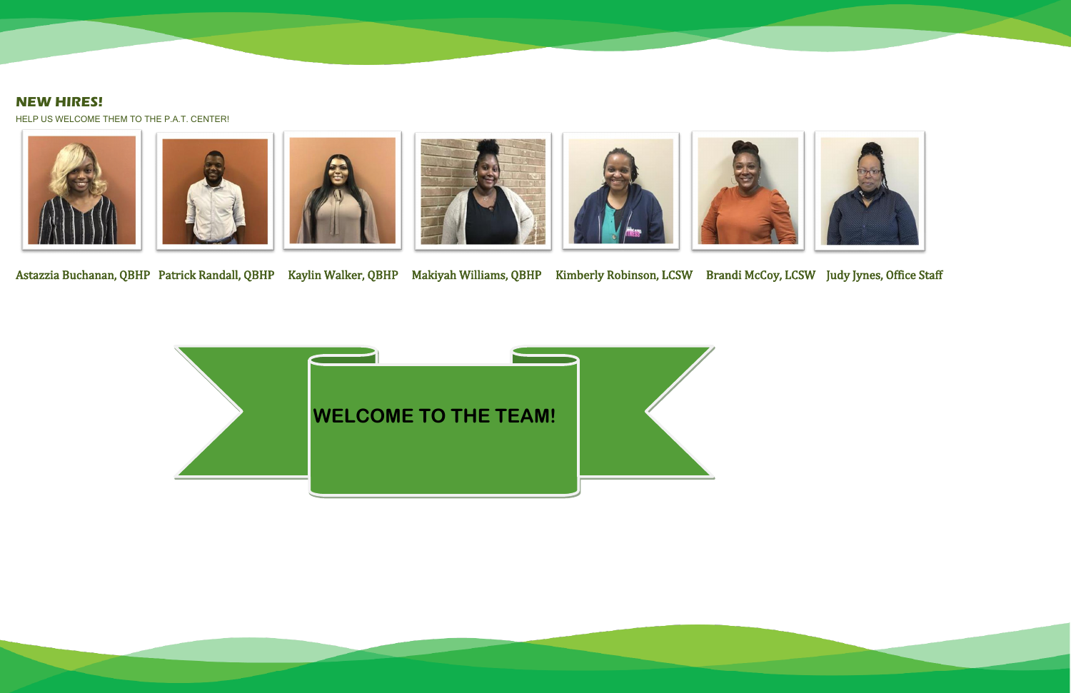## NEW HIRES!

HELP US WELCOME THEM TO THE P.A.T. CENTER!

Astazzia Buchanan, QBHP   Patrick Randall, QBHP   Kaylin Walker, QBHP   Makiyah Williams, QBHP   Kimberly Robinson, LCSW   Brandi McCoy, LCSW   Judy Jynes, Office Staff

**WELCOME TO THE TEAM!**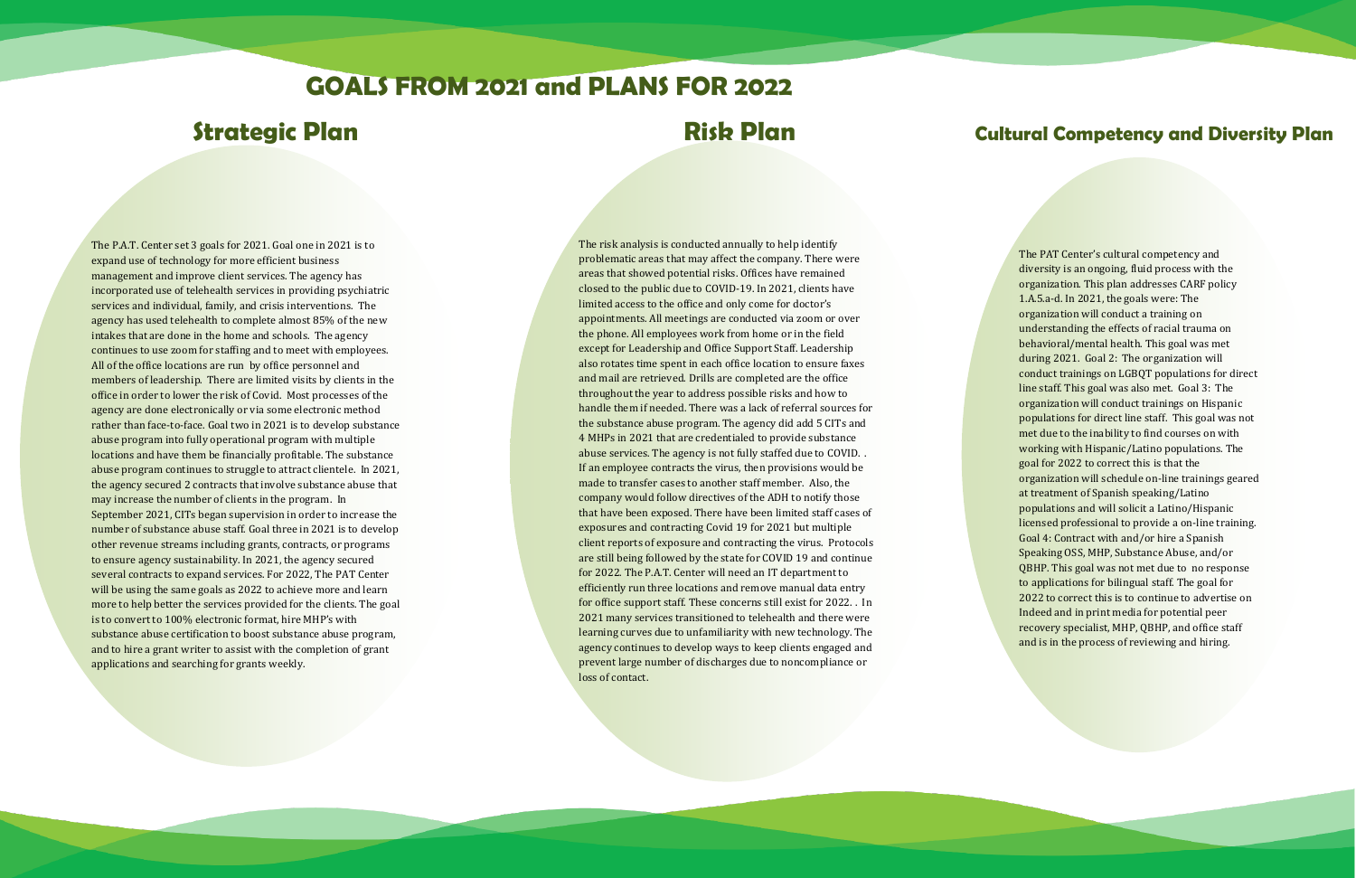# GOALS FROM 2021 and PLANS FOR 2022

## Strategic Plan

The P.A.T. Center set 3 goals for 2021. Goal one in 2021 is to expand use of technology for more efficient business management and improve client services. The agency has incorporated use of telehealth services in providing psychiatric services and individual, family, and crisis interventions. The agency has used telehealth to complete almost 85% of the new intakes that are done in the home and schools. The agency continues to use zoom for staffing and to meet with employees. All of the office locations are run by office personnel and members of leadership. There are limited visits by clients in the office in order to lower the risk of Covid. Most processes of the agency are done electronically or via some electronic method rather than face-to-face. Goal two in 2021 is to develop substance abuse program into fully operational program with multiple locations and have them be financially profitable. The substance abuse program continues to struggle to attract clientele. In 2021, the agency secured 2 contracts that involve substance abuse that may increase the number of clients in the program. In September 2021, CITs began supervision in order to increase the number of substance abuse staff. Goal three in 2021 is to develop other revenue streams including grants, contracts, or programs to ensure agency sustainability. In 2021, the agency secured several contracts to expand services. For 2022, The PAT Center will be using the same goals as 2022 to achieve more and learn more to help better the services provided for the clients. The goal is to convert to 100% electronic format, hire MHP's with substance abuse certification to boost substance abuse program, and to hire a grant writer to assist with the completion of grant applications and searching for grants weekly.

## Risk Plan

The risk analysis is conducted annually to help identify problematic areas that may affect the company. There were areas that showed potential risks. Offices have remained closed to the public due to COVID-19. In 2021, clients have limited access to the office and only come for doctor's appointments. All meetings are conducted via zoom or over the phone. All employees work from home or in the field except for Leadership and Office Support Staff. Leadership also rotates time spent in each office location to ensure faxes and mail are retrieved. Drills are completed are the office throughout the year to address possible risks and how to handle them if needed. There was a lack of referral sources for the substance abuse program. The agency did add 5 CITs and 4 MHPs in 2021 that are credentialed to provide substance abuse services. The agency is not fully staffed due to COVID. . If an employee contracts the virus, then provisions would be made to transfer cases to another staff member. Also, the company would follow directives of the ADH to notify those that have been exposed. There have been limited staff cases of exposures and contracting Covid 19 for 2021 but multiple client reports of exposure and contracting the virus. Protocols are still being followed by the state for COVID 19 and continue for 2022. The P.A.T. Center will need an IT department to efficiently run three locations and remove manual data entry for office support staff. These concerns still exist for 2022. . In 2021 many services transitioned to telehealth and there were learning curves due to unfamiliarity with new technology. The agency continues to develop ways to keep clients engaged and prevent large number of discharges due to noncompliance or loss of contact.

## Cultural Competency and Diversity Plan

The PAT Center's cultural competency and diversity is an ongoing, fluid process with the organization. This plan addresses CARF policy 1.A.5.a-d. In 2021, the goals were: The organization will conduct a training on understanding the effects of racial trauma on behavioral/mental health. This goal was met during 2021. Goal 2: The organization will conduct trainings on LGBQT populations for direct line staff. This goal was also met. Goal 3: The organization will conduct trainings on Hispanic populations for direct line staff. This goal was not met due to the inability to find courses on with working with Hispanic/Latino populations. The goal for 2022 to correct this is that the organization will schedule on-line trainings geared at treatment of Spanish speaking/Latino populations and will solicit a Latino/Hispanic licensed professional to provide a on-line training. Goal 4: Contract with and/or hire a Spanish Speaking OSS, MHP, Substance Abuse, and/or QBHP. This goal was not met due to no response to applications for bilingual staff. The goal for 2022 to correct this is to continue to advertise on Indeed and in print media for potential peer recovery specialist, MHP, QBHP, and office staff and is in the process of reviewing and hiring.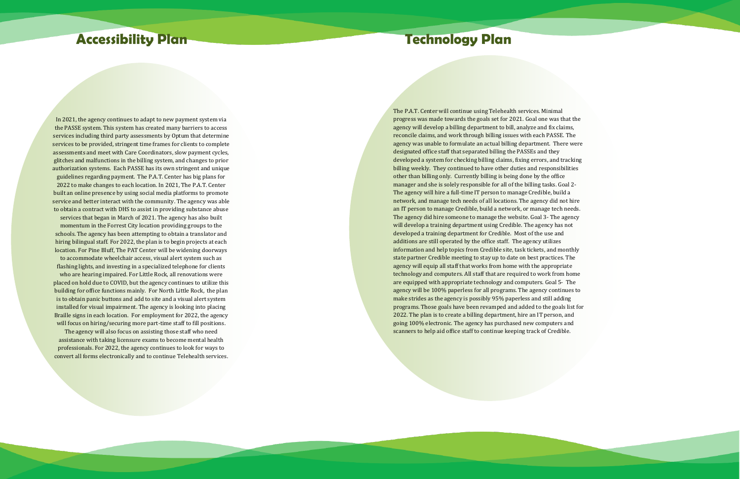## Accessibility Plan

In 2021, the agency continues to adapt to new payment system via the PASSE system. This system has created many barriers to access services including third party assessments by Optum that determine services to be provided, stringent time frames for clients to complete assessments and meet with Care Coordinators, slow payment cycles, glitches and malfunctions in the billing system, and changes to prior authorization systems. Each PASSE has its own stringent and unique guidelines regarding payment. The P.A.T. Center has big plans for 2022 to make changes to each location. In 2021, The P.A.T. Center built an online presence by using social media platforms to promote service and better interact with the community. The agency was able to obtain a contract with DHS to assist in providing substance abuse services that began in March of 2021. The agency has also built momentum in the Forrest City location providing groups to the schools. The agency has been attempting to obtain a translator and hiring bilingual staff. For 2022, the plan is to begin projects at each location. For Pine Bluff, The PAT Center will be widening doorways to accommodate wheelchair access, visual alert system such as flashing lights, and investing in a specialized telephone for clients who are hearing impaired. For Little Rock, all renovations were placed on hold due to COVID, but the agency continues to utilize this building for office functions mainly. For North Little Rock, the plan is to obtain panic buttons and add to site and a visual alert system installed for visual impairment. The agency is looking into placing Braille signs in each location. For employment for 2022, the agency will focus on hiring/securing more part-time staff to fill positions. The agency will also focus on assisting those staff who need assistance with taking licensure exams to become mental health professionals. For 2022, the agency continues to look for ways to convert all forms electronically and to continue Telehealth services.

## Technology Plan

The P.A.T. Center will continue using Telehealth services. Minimal progress was made towards the goals set for 2021. Goal one was that the agency will develop a billing department to bill, analyze and fix claims, reconcile claims, and work through billing issues with each PASSE. The agency was unable to formulate an actual billing department. There were designated office staff that separated billing the PASSEs and they developed a system for checking billing claims, fixing errors, and tracking billing weekly. They continued to have other duties and responsibilities other than billing only. Currently billing is being done by the office manager and she is solely responsible for all of the billing tasks. Goal 2- The agency will hire a full-time IT person to manage Credible, build a network, and manage tech needs of all locations. The agency did not hire an IT person to manage Credible, build a network, or manage tech needs. The agency did hire someone to manage the website. Goal 3- The agency will develop a training department using Credible. The agency has not developed a training department for Credible. Most of the use and additions are still operated by the office staff. The agency utilizes information and help topics from Credible site, task tickets, and monthly state partner Credible meeting to stay up to date on best practices. The agency will equip all staff that works from home with the appropriate technology and computers. All staff that are required to work from home are equipped with appropriate technology and computers. Goal 5- The agency will be 100% paperless for all programs. The agency continues to make strides as the agency is possibly 95% paperless and still adding programs. Those goals have been revamped and added to the goals list for 2022. The plan is to create a billing department, hire an IT person, and going 100% electronic. The agency has purchased new computers and scanners to help aid office staff to continue keeping track of Credible.